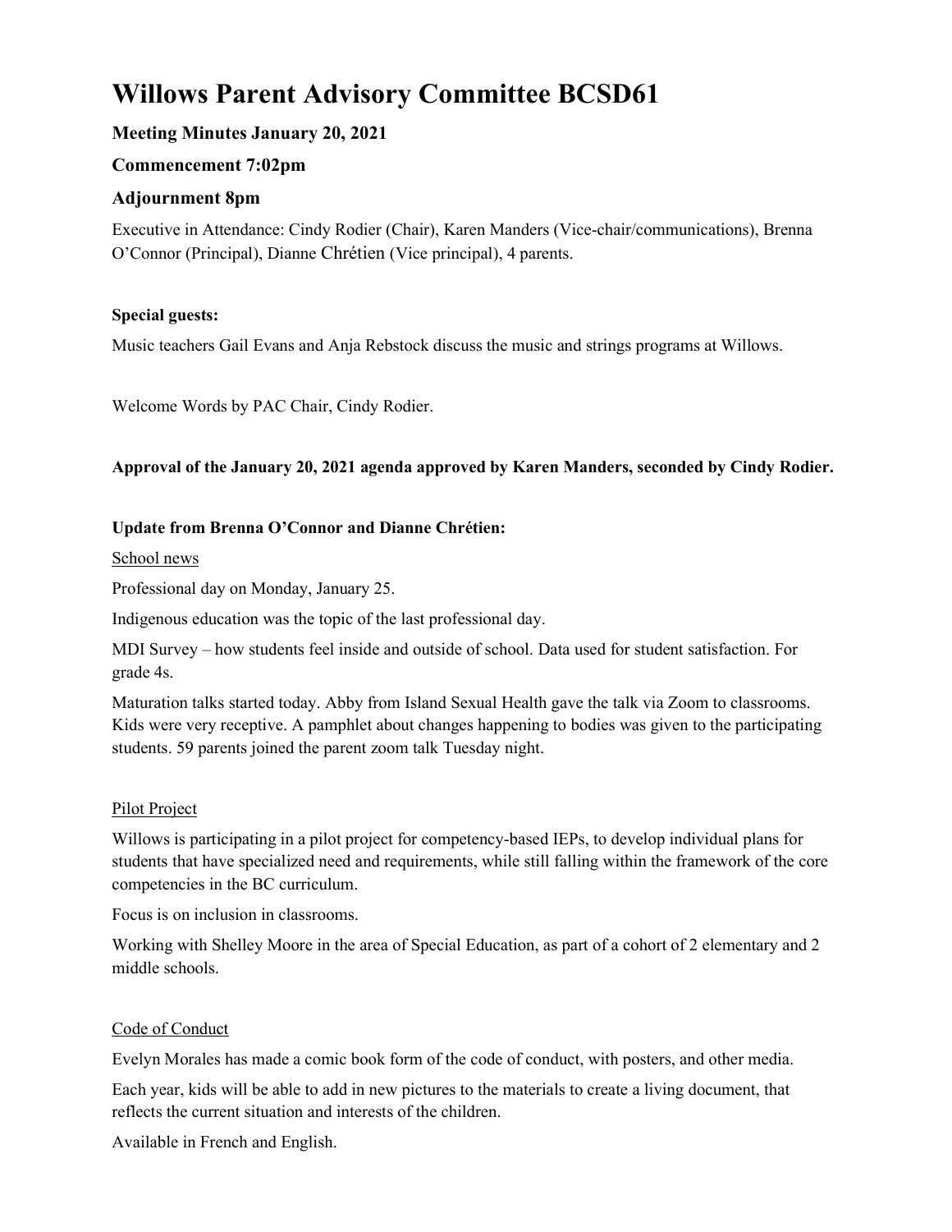# Willows Parent Advisory Committee BCSD61

### Meeting Minutes January 20, 2021

### Commencement 7:02pm

### Adjournment 8pm

Executive in Attendance: Cindy Rodier (Chair), Karen Manders (Vice-chair/communications), Brenna O'Connor (Principal), Dianne Chrétien (Vice principal), 4 parents.

**Special guests:**

Music teachers Gail Evans and Anja Rebstock discuss the music and strings programs at Willows.

Welcome Words by PAC Chair, Cindy Rodier.

**Approval of the January 20, 2021 agenda approved by Karen Manders, seconded by Cindy Rodier.**

**Update from Brenna O'Connor and Dianne Chrétien:**

School news

Professional day on Monday, January 25.

Indigenous education was the topic of the last professional day.

MDI Survey – how students feel inside and outside of school. Data used for student satisfaction. For grade 4s.

Maturation talks started today. Abby from Island Sexual Health gave the talk via Zoom to classrooms. Kids were very receptive. A pamphlet about changes happening to bodies was given to the participating students. 59 parents joined the parent zoom talk Tuesday night.

Pilot Project

Willows is participating in a pilot project for competency-based IEPs, to develop individual plans for students that have specialized need and requirements, while still falling within the framework of the core competencies in the BC curriculum.

Focus is on inclusion in classrooms.

Working with Shelley Moore in the area of Special Education, as part of a cohort of 2 elementary and 2 middle schools.

Code of Conduct

Evelyn Morales has made a comic book form of the code of conduct, with posters, and other media.

Each year, kids will be able to add in new pictures to the materials to create a living document, that reflects the current situation and interests of the children.

Available in French and English.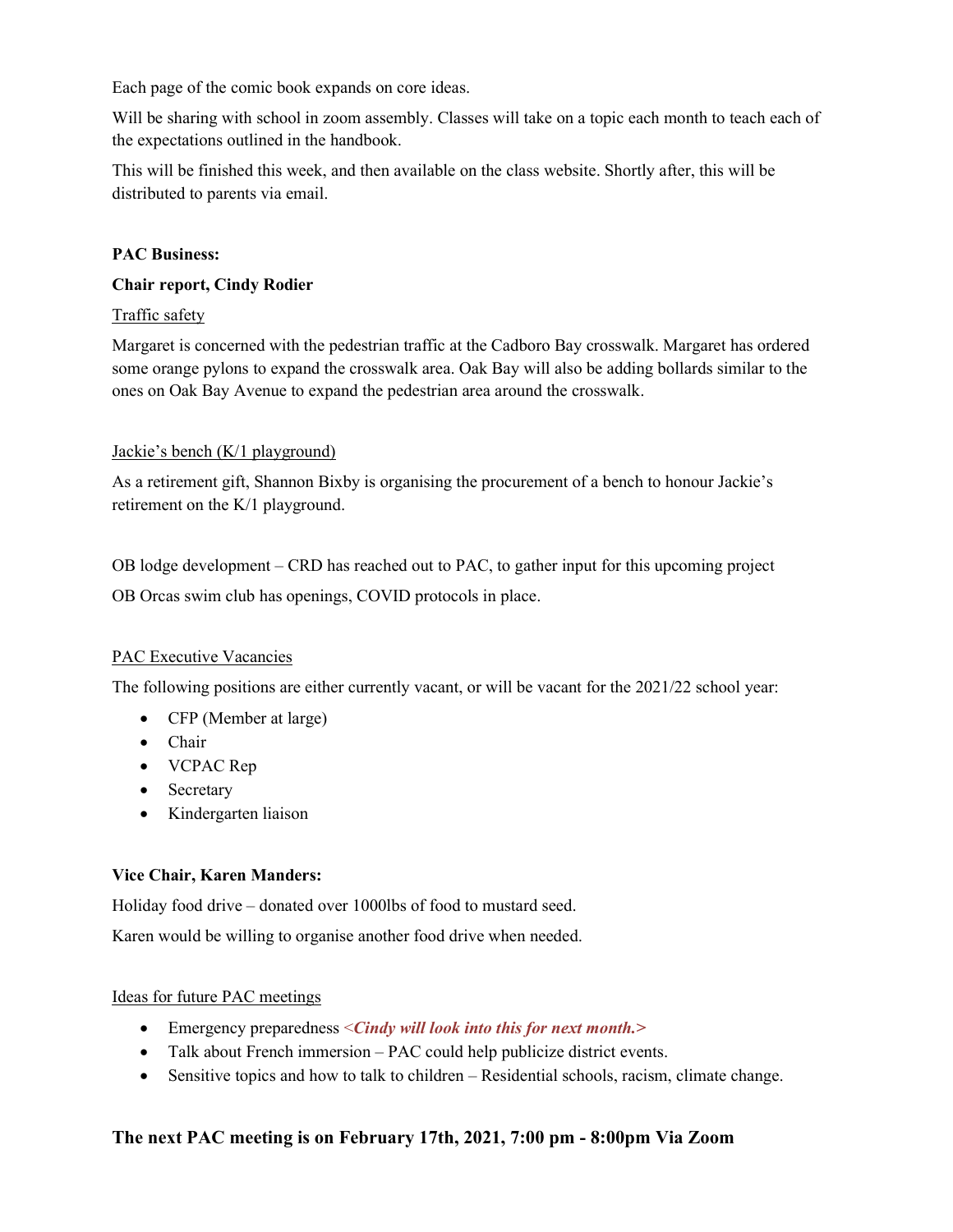Each page of the comic book expands on core ideas.

Will be sharing with school in zoom assembly. Classes will take on a topic each month to teach each of the expectations outlined in the handbook.

This will be finished this week, and then available on the class website. Shortly after, this will be distributed to parents via email.

**PAC Business:**

**Chair report, Cindy Rodier**

Traffic safety

Margaret is concerned with the pedestrian traffic at the Cadboro Bay crosswalk. Margaret has ordered some orange pylons to expand the crosswalk area. Oak Bay will also be adding bollards similar to the ones on Oak Bay Avenue to expand the pedestrian area around the crosswalk.

Jackie's bench (K/1 playground)

As a retirement gift, Shannon Bixby is organising the procurement of a bench to honour Jackie's retirement on the K/1 playground.

OB lodge development – CRD has reached out to PAC, to gather input for this upcoming project

OB Orcas swim club has openings, COVID protocols in place.

PAC Executive Vacancies

The following positions are either currently vacant, or will be vacant for the 2021/22 school year:

- CFP (Member at large)
- Chair
- VCPAC Rep
- Secretary
- Kindergarten liaison

**Vice Chair, Karen Manders:**

Holiday food drive – donated over 1000lbs of food to mustard seed.

Karen would be willing to organise another food drive when needed.

Ideas for future PAC meetings

- Emergency preparedness ***<Cindy will look into this for next month.>***
- Talk about French immersion – PAC could help publicize district events.
- Sensitive topics and how to talk to children – Residential schools, racism, climate change.

**The next PAC meeting is on February 17th, 2021, 7:00 pm - 8:00pm Via Zoom**